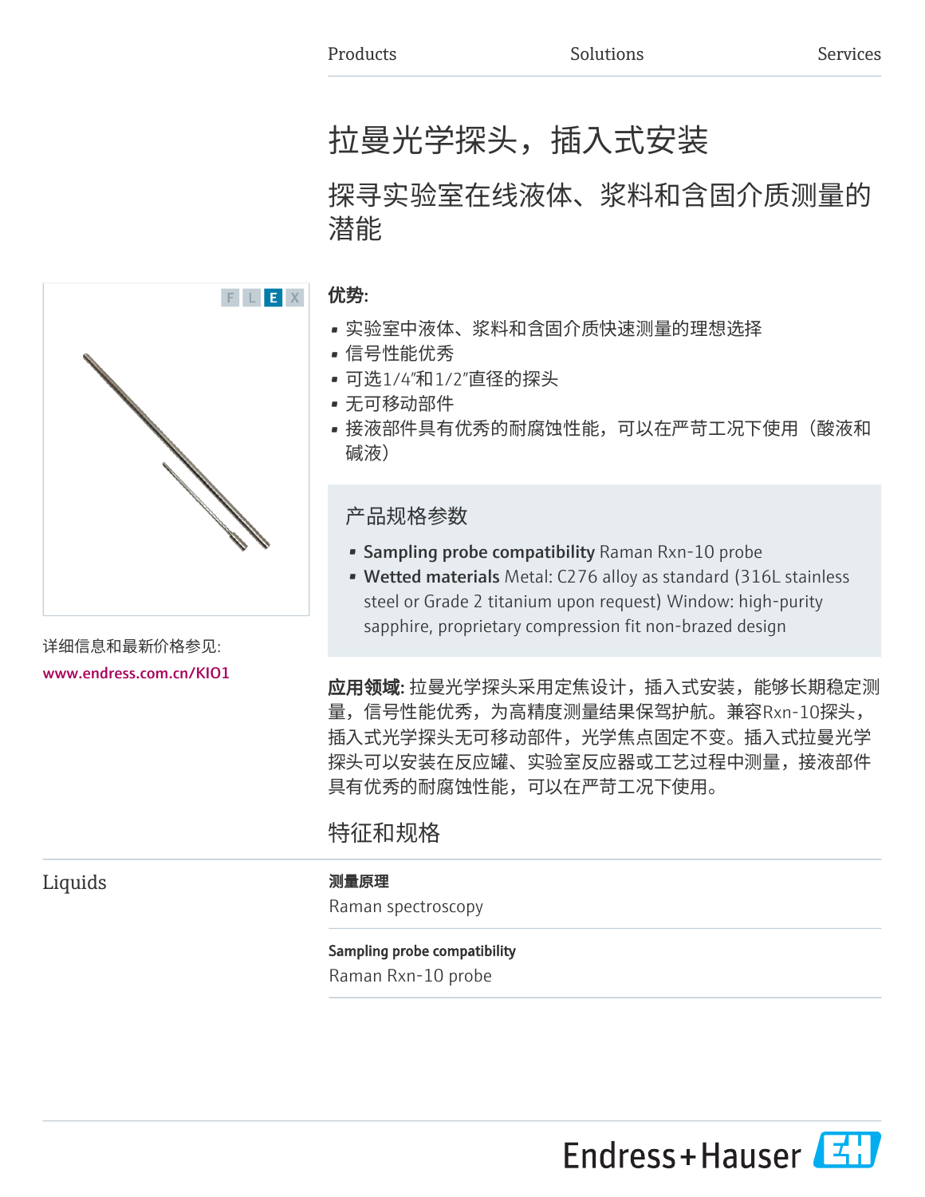Products Solutions Services

# 拉曼光学探头，插入式安装

## 探寻实验室在线液体、浆料和含固介质测量的潜能

F L E X

详细信息和最新价格参见:

www.endress.com.cn/KIO1

**优势:**

- 实验室中液体、浆料和含固介质快速测量的理想选择
- 信号性能优秀
- 可选1/4"和1/2"直径的探头
- 无可移动部件
- 接液部件具有优秀的耐腐蚀性能，可以在严苛工况下使用（酸液和碱液）

### 产品规格参数

- **Sampling probe compatibility** Raman Rxn-10 probe
- **Wetted materials** Metal: C276 alloy as standard (316L stainless steel or Grade 2 titanium upon request) Window: high-purity sapphire, proprietary compression fit non-brazed design

**应用领域:** 拉曼光学探头采用定焦设计，插入式安装，能够长期稳定测量，信号性能优秀，为高精度测量结果保驾护航。兼容Rxn-10探头，插入式光学探头无可移动部件，光学焦点固定不变。插入式拉曼光学探头可以安装在反应罐、实验室反应器或工艺过程中测量，接液部件具有优秀的耐腐蚀性能，可以在严苛工况下使用。

## 特征和规格

### Liquids

**测量原理**

Raman spectroscopy

**Sampling probe compatibility**

Raman Rxn-10 probe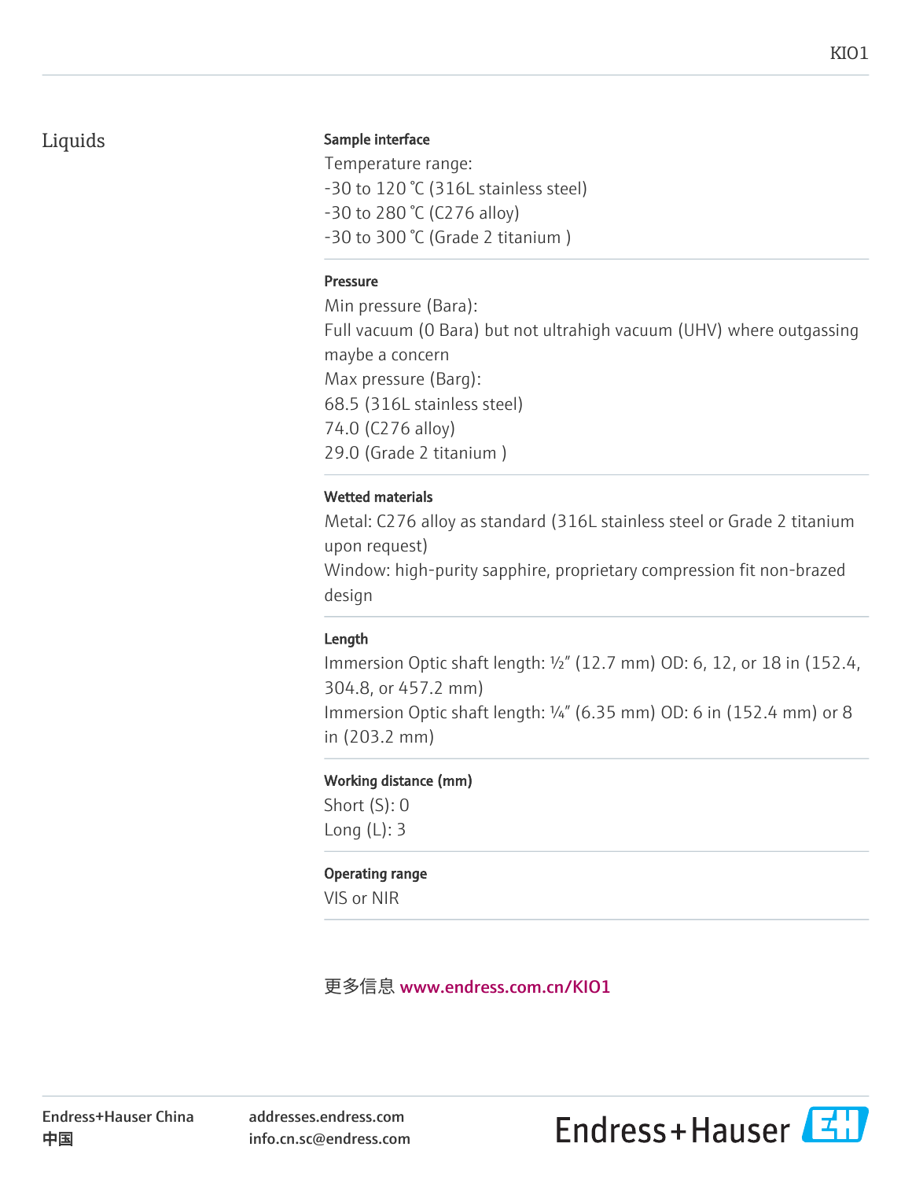## Liquids

**Sample interface**

Temperature range:
-30 to 120 °C (316L stainless steel)
-30 to 280 °C (C276 alloy)
-30 to 300 °C (Grade 2 titanium )

**Pressure**

Min pressure (Bara):
Full vacuum (0 Bara) but not ultrahigh vacuum (UHV) where outgassing maybe a concern
Max pressure (Barg):
68.5 (316L stainless steel)
74.0 (C276 alloy)
29.0 (Grade 2 titanium )

**Wetted materials**

Metal: C276 alloy as standard (316L stainless steel or Grade 2 titanium upon request)
Window: high-purity sapphire, proprietary compression fit non-brazed design

**Length**

Immersion Optic shaft length: ½" (12.7 mm) OD: 6, 12, or 18 in (152.4, 304.8, or 457.2 mm)
Immersion Optic shaft length: ¼" (6.35 mm) OD: 6 in (152.4 mm) or 8 in (203.2 mm)

**Working distance (mm)**

Short (S): 0
Long (L): 3

**Operating range**

VIS or NIR

更多信息 www.endress.com.cn/KIO1

Endress+Hauser China
中国

addresses.endress.com
info.cn.sc@endress.com